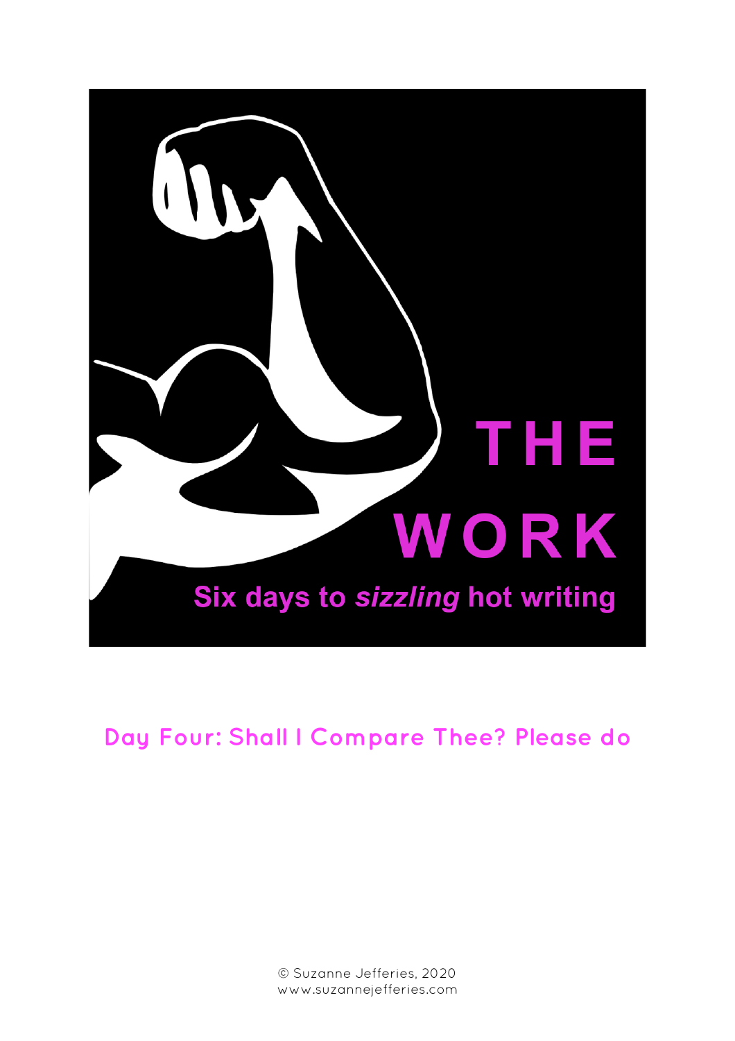# THE WORK

**Six days to *sizzling* hot writing**

## Day Four: Shall I Compare Thee? Please do

© Suzanne Jefferies, 2020
www.suzannejefferies.com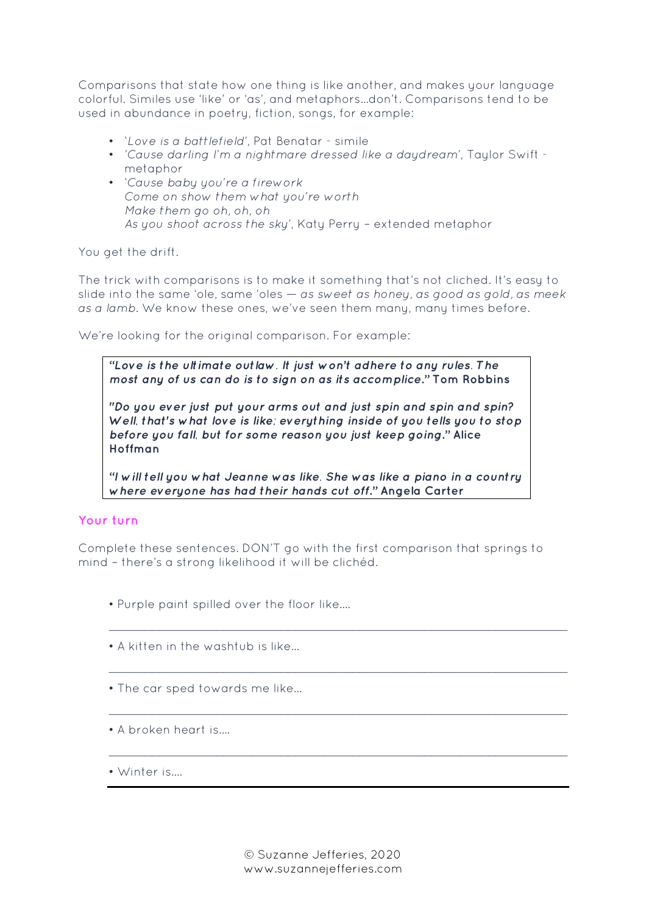Comparisons that state how one thing is like another, and makes your language colorful. Similes use 'like' or 'as', and metaphors…don't. Comparisons tend to be used in abundance in poetry, fiction, songs, for example:

- '*Love is a battlefield*', Pat Benatar - simile
- *'Cause darling I'm a nightmare dressed like a daydream'*, Taylor Swift - metaphor
- *'Cause baby you're a firework*
  *Come on show them what you're worth*
  *Make them go oh, oh, oh*
  *As you shoot across the sky'*, Katy Perry – extended metaphor

You get the drift.

The trick with comparisons is to make it something that's not cliched. It's easy to slide into the same 'ole, same 'oles — *as sweet as honey, as good as gold, as meek as a lamb*. We know these ones, we've seen them many, many times before.

We're looking for the original comparison. For example:

> ***"Love is the ultimate outlaw. It just won't adhere to any rules. The most any of us can do is to sign on as its accomplice."*** **Tom Robbins**
>
> ***"Do you ever just put your arms out and just spin and spin and spin? Well, that's what love is like; everything inside of you tells you to stop before you fall, but for some reason you just keep going."*** **Alice Hoffman**
>
> ***"I will tell you what Jeanne was like. She was like a piano in a country where everyone has had their hands cut off."*** **Angela Carter**

## Your turn

Complete these sentences. DON'T go with the first comparison that springs to mind – there's a strong likelihood it will be clichéd.

- Purple paint spilled over the floor like….

______________________________________________________________

- A kitten in the washtub is like…

______________________________________________________________

- The car sped towards me like…

______________________________________________________________

- A broken heart is….

______________________________________________________________

- Winter is….

______________________________________________________________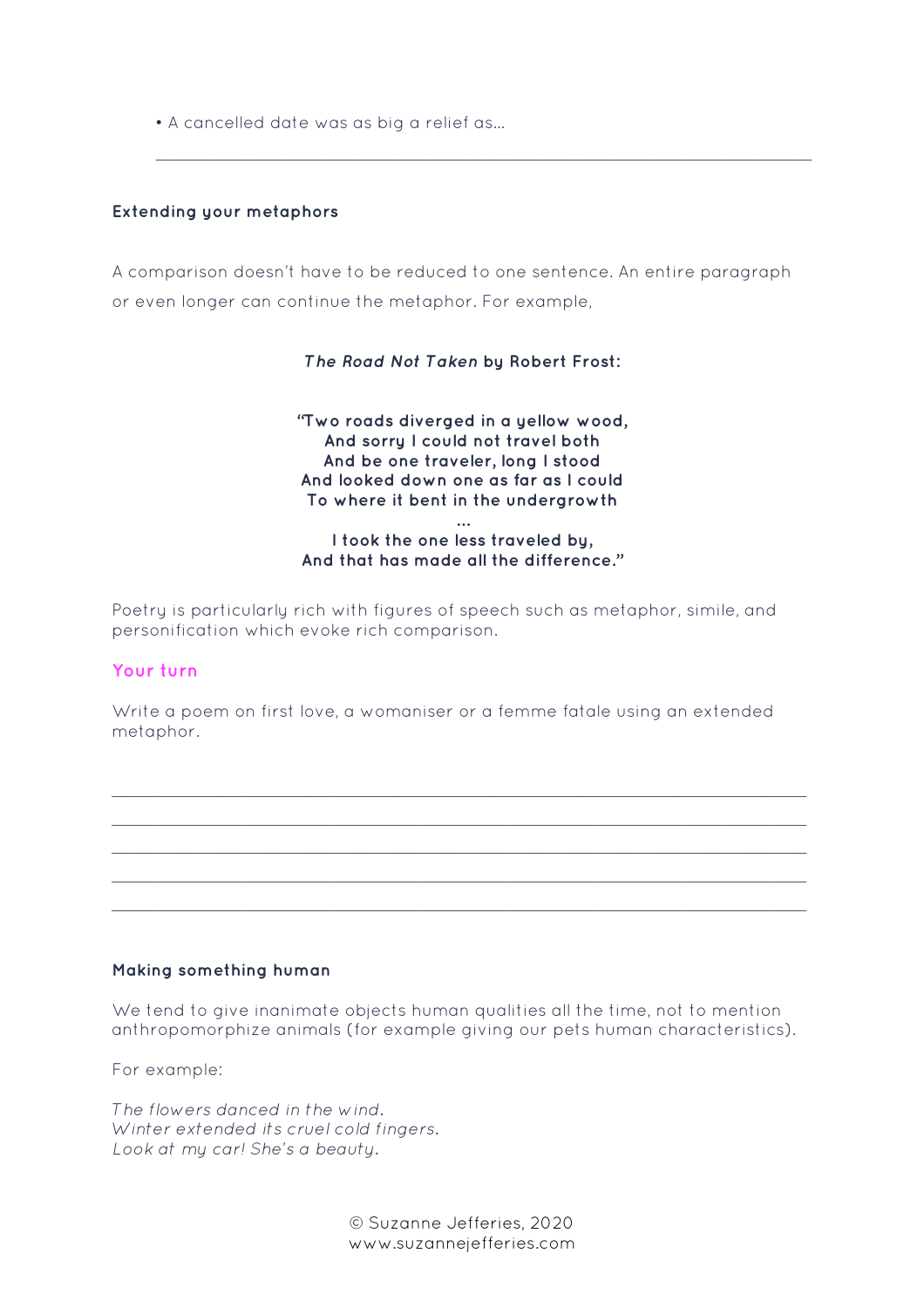- A cancelled date was as big a relief as...

___

### Extending your metaphors

A comparison doesn't have to be reduced to one sentence. An entire paragraph or even longer can continue the metaphor. For example,

***The Road Not Taken*** **by Robert Frost:**

**"Two roads diverged in a yellow wood,**
**And sorry I could not travel both**
**And be one traveler, long I stood**
**And looked down one as far as I could**
**To where it bent in the undergrowth**
**...**
**I took the one less traveled by,**
**And that has made all the difference."**

Poetry is particularly rich with figures of speech such as metaphor, simile, and personification which evoke rich comparison.

### Your turn

Write a poem on first love, a womaniser or a femme fatale using an extended metaphor.

___

___

___

___

___

### Making something human

We tend to give inanimate objects human qualities all the time, not to mention anthropomorphize animals (for example giving our pets human characteristics).

For example:

*The flowers danced in the wind.*
*Winter extended its cruel cold fingers.*
*Look at my car! She's a beauty.*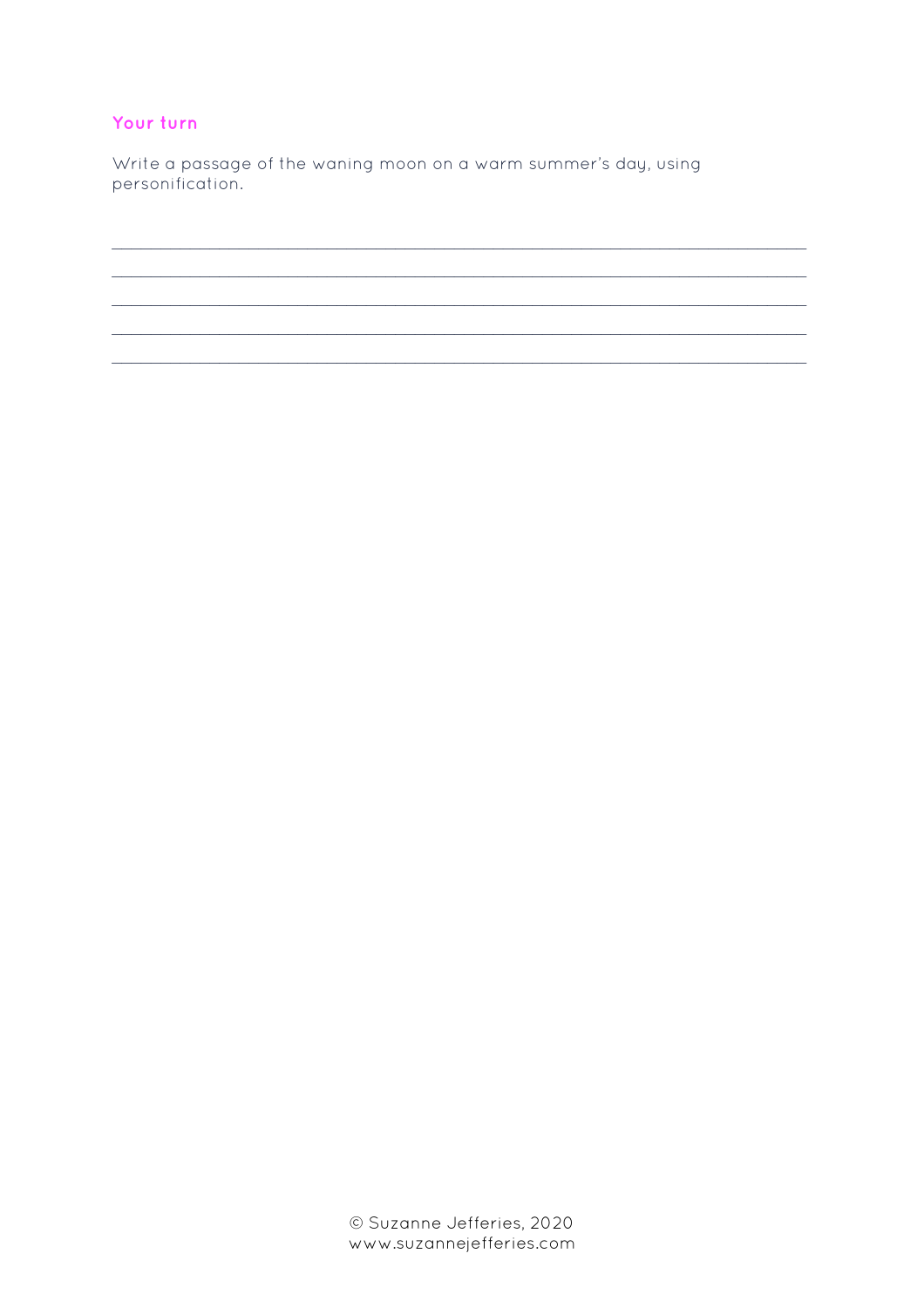## Your turn

Write a passage of the waning moon on a warm summer's day, using personification.

_______________________________________________________________________________

_______________________________________________________________________________

_______________________________________________________________________________

_______________________________________________________________________________

_______________________________________________________________________________

© Suzanne Jefferies, 2020
www.suzannejefferies.com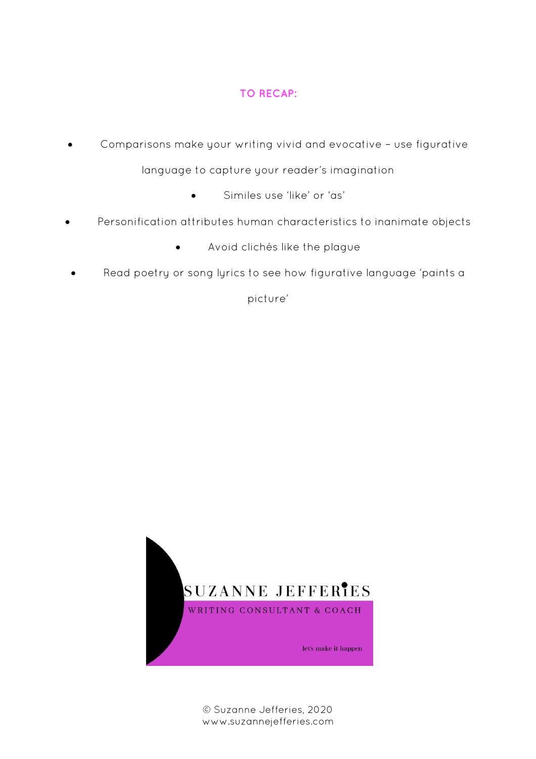## TO RECAP:

- Comparisons make your writing vivid and evocative – use figurative language to capture your reader's imagination
- Similes use 'like' or 'as'
- Personification attributes human characteristics to inanimate objects
- Avoid clichés like the plague
- Read poetry or song lyrics to see how figurative language 'paints a picture'

SUZANNE JEFFERIES

WRITING CONSULTANT & COACH

let's make it happen

© Suzanne Jefferies, 2020
www.suzannejefferies.com